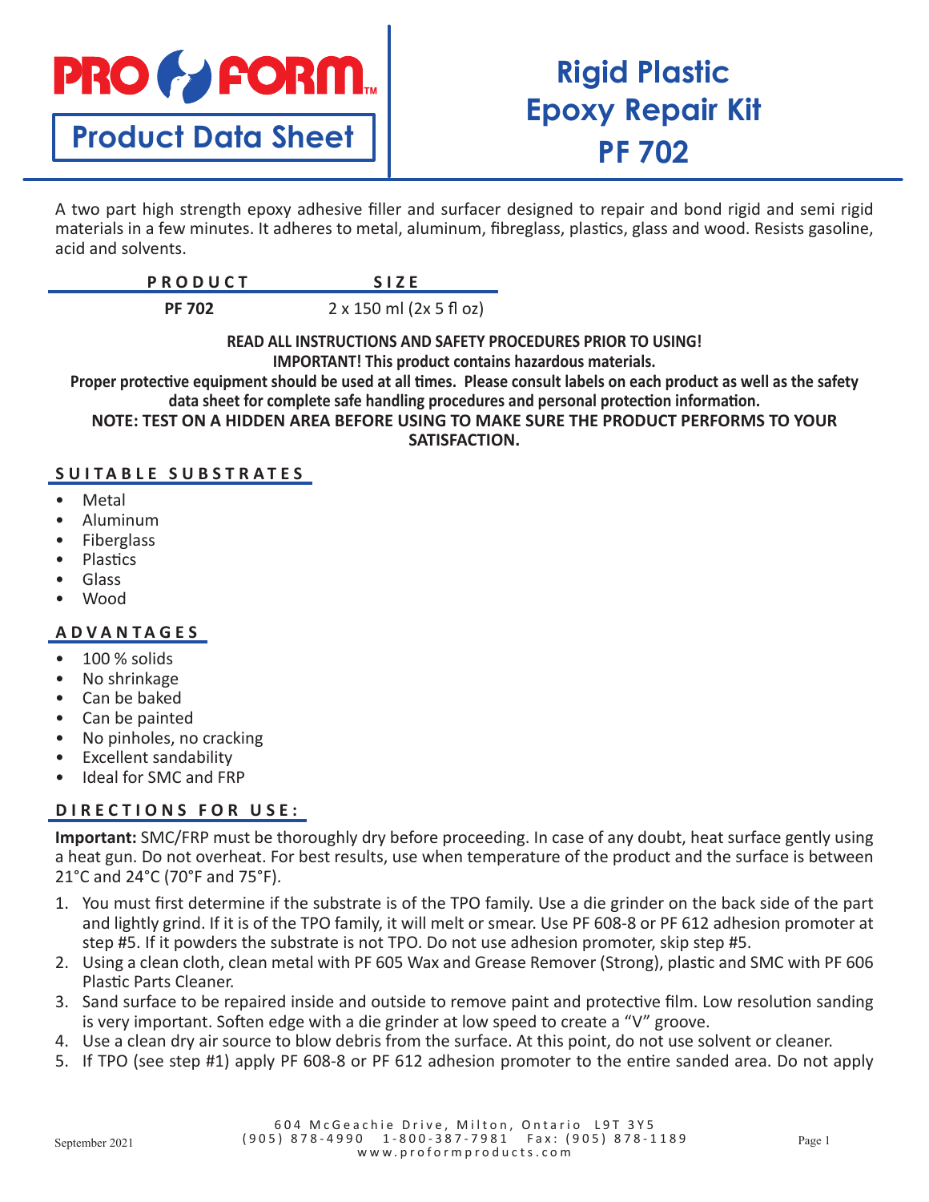# PRO FORM

**Product Data Sheet**

# Rigid Plastic Epoxy Repair Kit PF 702

A two part high strength epoxy adhesive filler and surfacer designed to repair and bond rigid and semi rigid materials in a few minutes. It adheres to metal, aluminum, fibreglass, plastics, glass and wood. Resists gasoline, acid and solvents.

| PRODUCT | SIZE |
|---|---|
| **PF 702** | 2 x 150 ml (2x 5 fl oz) |

**READ ALL INSTRUCTIONS AND SAFETY PROCEDURES PRIOR TO USING!**
**IMPORTANT! This product contains hazardous materials.**
**Proper protective equipment should be used at all times. Please consult labels on each product as well as the safety data sheet for complete safe handling procedures and personal protection information.**
**NOTE: TEST ON A HIDDEN AREA BEFORE USING TO MAKE SURE THE PRODUCT PERFORMS TO YOUR SATISFACTION.**

## SUITABLE SUBSTRATES

- Metal
- Aluminum
- Fiberglass
- Plastics
- Glass
- Wood

## ADVANTAGES

- 100 % solids
- No shrinkage
- Can be baked
- Can be painted
- No pinholes, no cracking
- Excellent sandability
- Ideal for SMC and FRP

## DIRECTIONS FOR USE:

**Important:** SMC/FRP must be thoroughly dry before proceeding. In case of any doubt, heat surface gently using a heat gun. Do not overheat. For best results, use when temperature of the product and the surface is between 21°C and 24°C (70°F and 75°F).

1. You must first determine if the substrate is of the TPO family. Use a die grinder on the back side of the part and lightly grind. If it is of the TPO family, it will melt or smear. Use PF 608-8 or PF 612 adhesion promoter at step #5. If it powders the substrate is not TPO. Do not use adhesion promoter, skip step #5.
2. Using a clean cloth, clean metal with PF 605 Wax and Grease Remover (Strong), plastic and SMC with PF 606 Plastic Parts Cleaner.
3. Sand surface to be repaired inside and outside to remove paint and protective film. Low resolution sanding is very important. Soften edge with a die grinder at low speed to create a "V" groove.
4. Use a clean dry air source to blow debris from the surface. At this point, do not use solvent or cleaner.
5. If TPO (see step #1) apply PF 608-8 or PF 612 adhesion promoter to the entire sanded area. Do not apply

September 2021

604 McGeachie Drive, Milton, Ontario L9T 3Y5
(905) 878-4990 1-800-387-7981 Fax: (905) 878-1189
www.proformproducts.com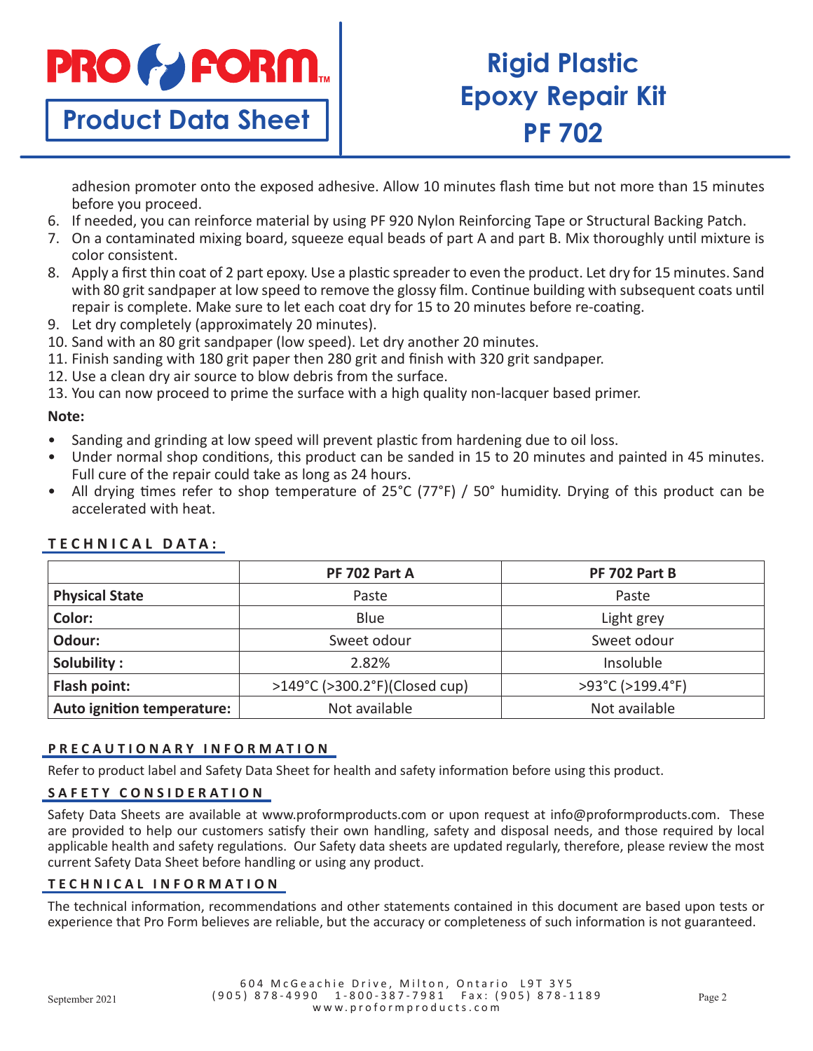adhesion promoter onto the exposed adhesive. Allow 10 minutes flash time but not more than 15 minutes before you proceed.

6. If needed, you can reinforce material by using PF 920 Nylon Reinforcing Tape or Structural Backing Patch.
7. On a contaminated mixing board, squeeze equal beads of part A and part B. Mix thoroughly until mixture is color consistent.
8. Apply a first thin coat of 2 part epoxy. Use a plastic spreader to even the product. Let dry for 15 minutes. Sand with 80 grit sandpaper at low speed to remove the glossy film. Continue building with subsequent coats until repair is complete. Make sure to let each coat dry for 15 to 20 minutes before re-coating.
9. Let dry completely (approximately 20 minutes).
10. Sand with an 80 grit sandpaper (low speed). Let dry another 20 minutes.
11. Finish sanding with 180 grit paper then 280 grit and finish with 320 grit sandpaper.
12. Use a clean dry air source to blow debris from the surface.
13. You can now proceed to prime the surface with a high quality non-lacquer based primer.

**Note:**

- Sanding and grinding at low speed will prevent plastic from hardening due to oil loss.
- Under normal shop conditions, this product can be sanded in 15 to 20 minutes and painted in 45 minutes. Full cure of the repair could take as long as 24 hours.
- All drying times refer to shop temperature of 25°C (77°F) / 50° humidity. Drying of this product can be accelerated with heat.

## TECHNICAL DATA:

| | PF 702 Part A | PF 702 Part B |
|---|---|---|
| **Physical State** | Paste | Paste |
| **Color:** | Blue | Light grey |
| **Odour:** | Sweet odour | Sweet odour |
| **Solubility :** | 2.82% | Insoluble |
| **Flash point:** | >149°C (>300.2°F)(Closed cup) | >93°C (>199.4°F) |
| **Auto ignition temperature:** | Not available | Not available |

## PRECAUTIONARY INFORMATION

Refer to product label and Safety Data Sheet for health and safety information before using this product.

## SAFETY CONSIDERATION

Safety Data Sheets are available at www.proformproducts.com or upon request at info@proformproducts.com. These are provided to help our customers satisfy their own handling, safety and disposal needs, and those required by local applicable health and safety regulations. Our Safety data sheets are updated regularly, therefore, please review the most current Safety Data Sheet before handling or using any product.

## TECHNICAL INFORMATION

The technical information, recommendations and other statements contained in this document are based upon tests or experience that Pro Form believes are reliable, but the accuracy or completeness of such information is not guaranteed.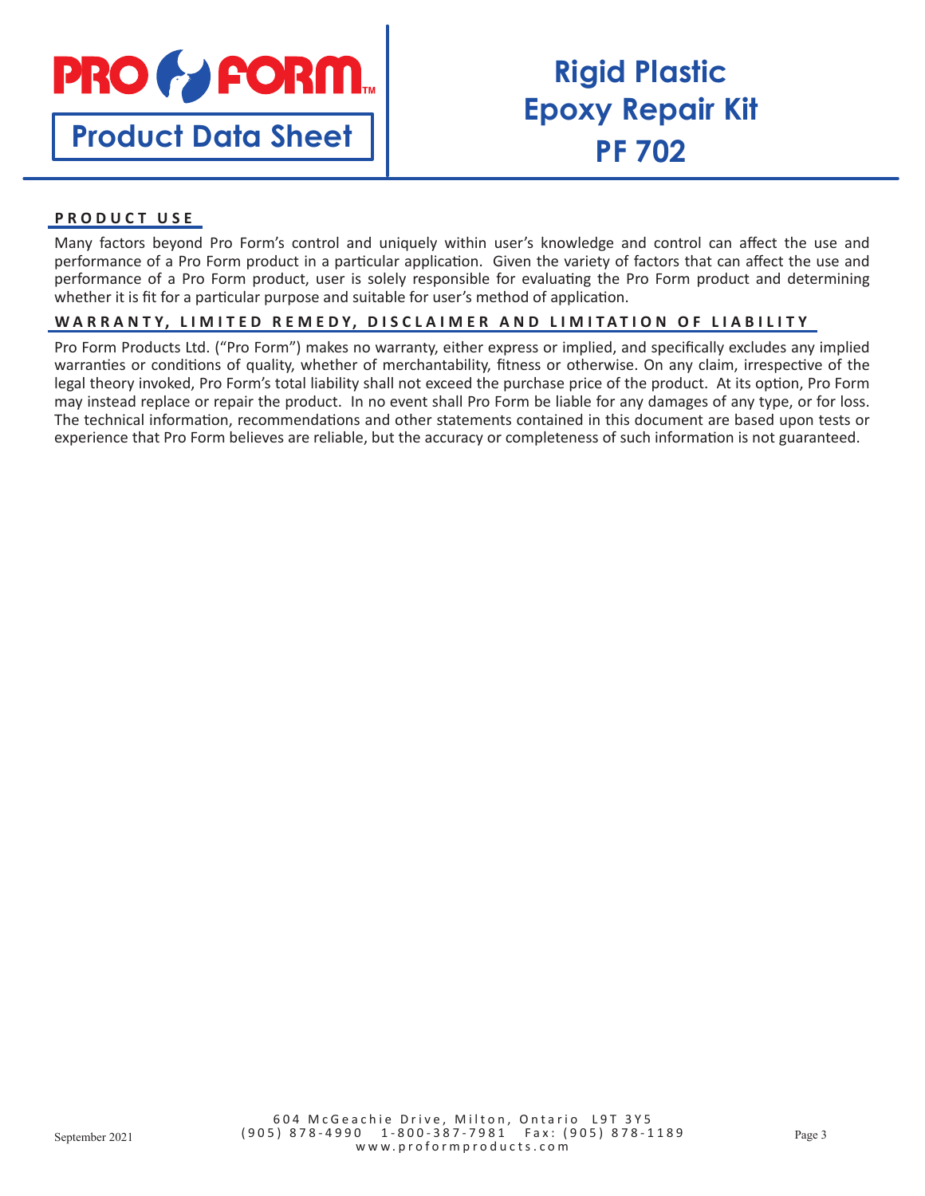**PRO FORM**

**Product Data Sheet**

# Rigid Plastic Epoxy Repair Kit PF 702

## PRODUCT USE

Many factors beyond Pro Form's control and uniquely within user's knowledge and control can affect the use and performance of a Pro Form product in a particular application. Given the variety of factors that can affect the use and performance of a Pro Form product, user is solely responsible for evaluating the Pro Form product and determining whether it is fit for a particular purpose and suitable for user's method of application.

## WARRANTY, LIMITED REMEDY, DISCLAIMER AND LIMITATION OF LIABILITY

Pro Form Products Ltd. ("Pro Form") makes no warranty, either express or implied, and specifically excludes any implied warranties or conditions of quality, whether of merchantability, fitness or otherwise. On any claim, irrespective of the legal theory invoked, Pro Form's total liability shall not exceed the purchase price of the product. At its option, Pro Form may instead replace or repair the product. In no event shall Pro Form be liable for any damages of any type, or for loss. The technical information, recommendations and other statements contained in this document are based upon tests or experience that Pro Form believes are reliable, but the accuracy or completeness of such information is not guaranteed.

September 2021

604 McGeachie Drive, Milton, Ontario L9T 3Y5
(905) 878-4990 1-800-387-7981 Fax: (905) 878-1189
www.proformproducts.com